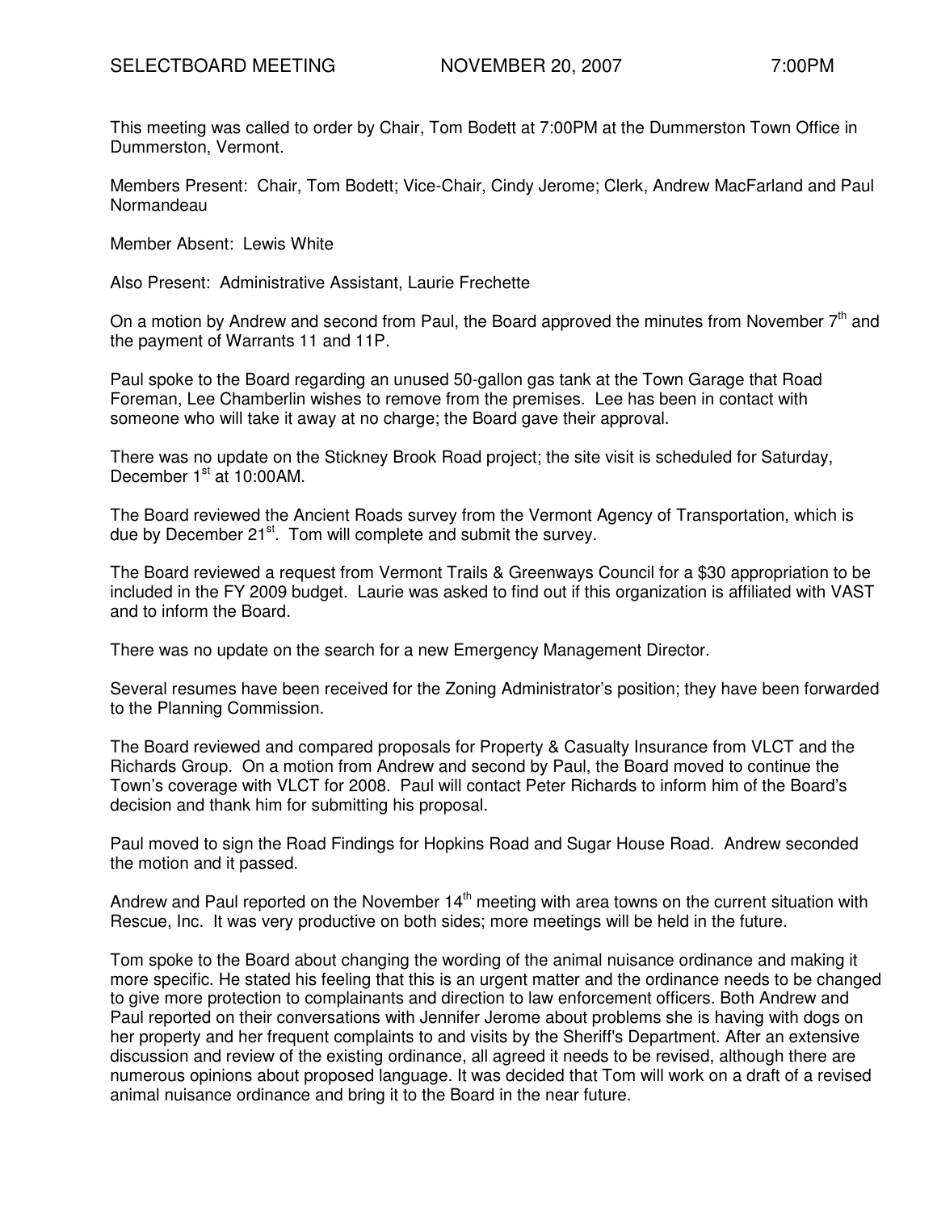SELECTBOARD MEETING NOVEMBER 20, 2007 7:00PM

This meeting was called to order by Chair, Tom Bodett at 7:00PM at the Dummerston Town Office in Dummerston, Vermont.

Members Present: Chair, Tom Bodett; Vice-Chair, Cindy Jerome; Clerk, Andrew MacFarland and Paul Normandeau

Member Absent: Lewis White

Also Present: Administrative Assistant, Laurie Frechette

On a motion by Andrew and second from Paul, the Board approved the minutes from November 7th and the payment of Warrants 11 and 11P.

Paul spoke to the Board regarding an unused 50-gallon gas tank at the Town Garage that Road Foreman, Lee Chamberlin wishes to remove from the premises. Lee has been in contact with someone who will take it away at no charge; the Board gave their approval.

There was no update on the Stickney Brook Road project; the site visit is scheduled for Saturday, December 1st at 10:00AM.

The Board reviewed the Ancient Roads survey from the Vermont Agency of Transportation, which is due by December 21st. Tom will complete and submit the survey.

The Board reviewed a request from Vermont Trails & Greenways Council for a $30 appropriation to be included in the FY 2009 budget. Laurie was asked to find out if this organization is affiliated with VAST and to inform the Board.

There was no update on the search for a new Emergency Management Director.

Several resumes have been received for the Zoning Administrator's position; they have been forwarded to the Planning Commission.

The Board reviewed and compared proposals for Property & Casualty Insurance from VLCT and the Richards Group. On a motion from Andrew and second by Paul, the Board moved to continue the Town's coverage with VLCT for 2008. Paul will contact Peter Richards to inform him of the Board's decision and thank him for submitting his proposal.

Paul moved to sign the Road Findings for Hopkins Road and Sugar House Road. Andrew seconded the motion and it passed.

Andrew and Paul reported on the November 14th meeting with area towns on the current situation with Rescue, Inc. It was very productive on both sides; more meetings will be held in the future.

Tom spoke to the Board about changing the wording of the animal nuisance ordinance and making it more specific. He stated his feeling that this is an urgent matter and the ordinance needs to be changed to give more protection to complainants and direction to law enforcement officers. Both Andrew and Paul reported on their conversations with Jennifer Jerome about problems she is having with dogs on her property and her frequent complaints to and visits by the Sheriff's Department. After an extensive discussion and review of the existing ordinance, all agreed it needs to be revised, although there are numerous opinions about proposed language. It was decided that Tom will work on a draft of a revised animal nuisance ordinance and bring it to the Board in the near future.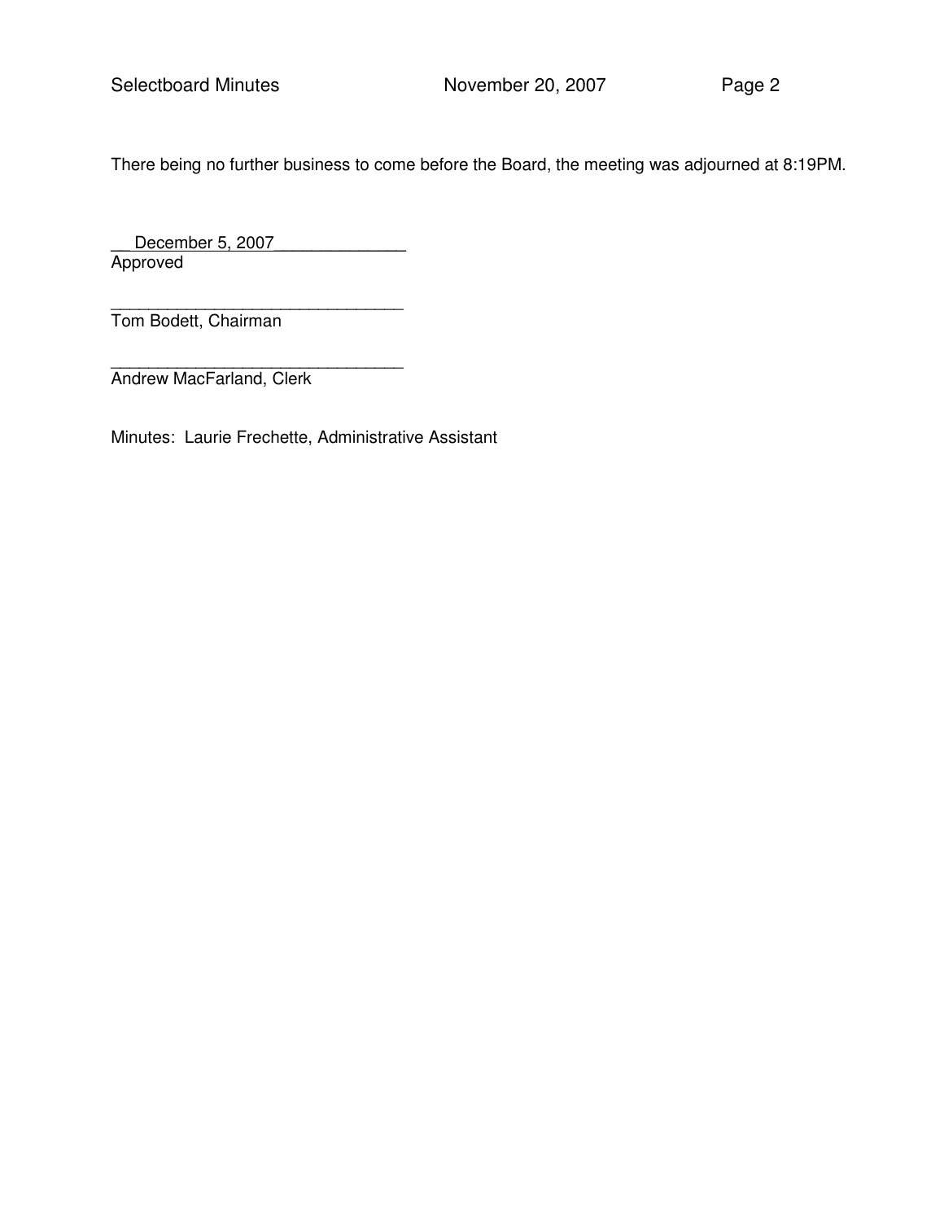There being no further business to come before the Board, the meeting was adjourned at 8:19PM.

__December 5, 2007______________
Approved

________________________________
Tom Bodett, Chairman

________________________________
Andrew MacFarland, Clerk

Minutes: Laurie Frechette, Administrative Assistant